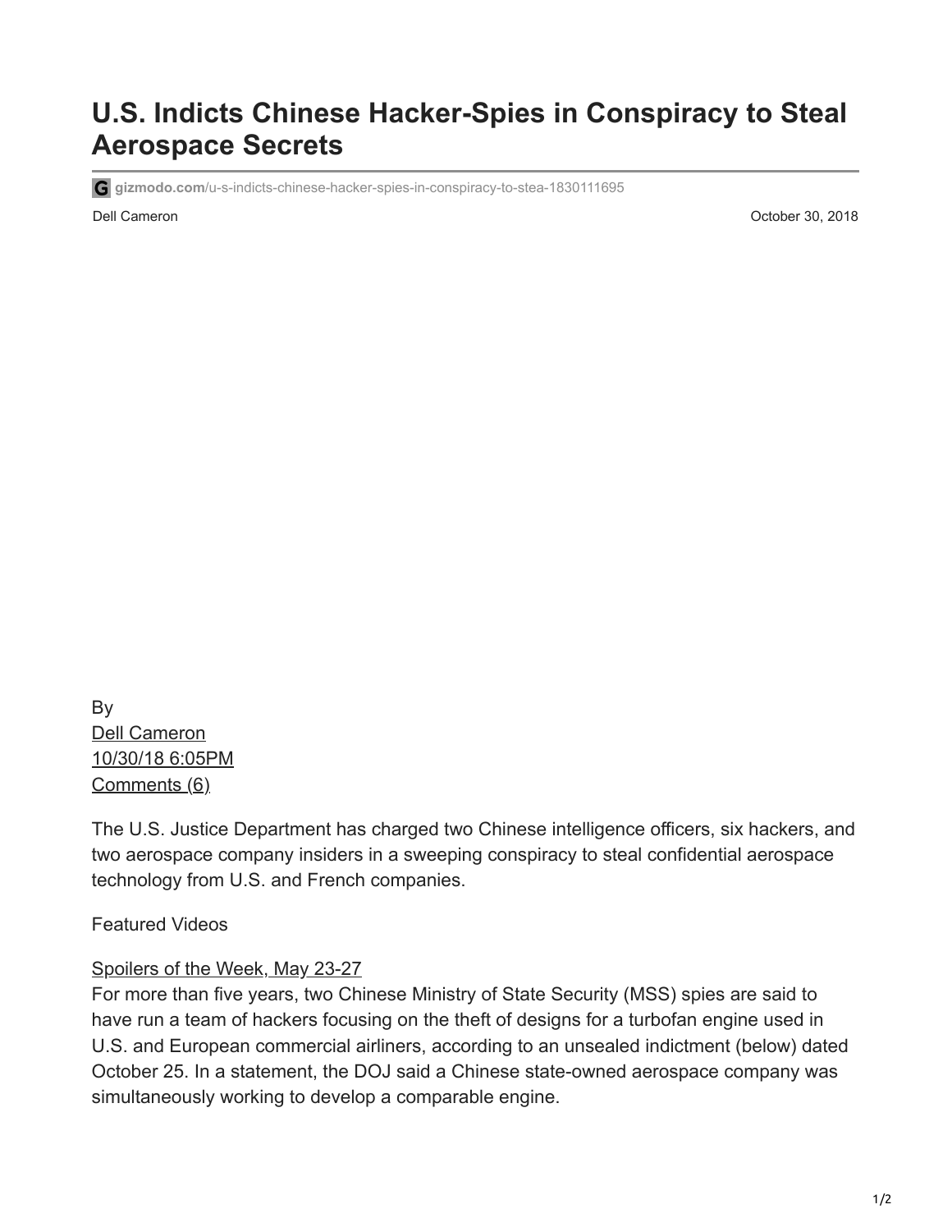# U.S. Indicts Chinese Hacker-Spies in Conspiracy to Steal Aerospace Secrets

gizmodo.com/u-s-indicts-chinese-hacker-spies-in-conspiracy-to-stea-1830111695

Dell Cameron October 30, 2018

By
Dell Cameron
10/30/18 6:05PM
Comments (6)

The U.S. Justice Department has charged two Chinese intelligence officers, six hackers, and two aerospace company insiders in a sweeping conspiracy to steal confidential aerospace technology from U.S. and French companies.

Featured Videos

Spoilers of the Week, May 23-27

For more than five years, two Chinese Ministry of State Security (MSS) spies are said to have run a team of hackers focusing on the theft of designs for a turbofan engine used in U.S. and European commercial airliners, according to an unsealed indictment (below) dated October 25. In a statement, the DOJ said a Chinese state-owned aerospace company was simultaneously working to develop a comparable engine.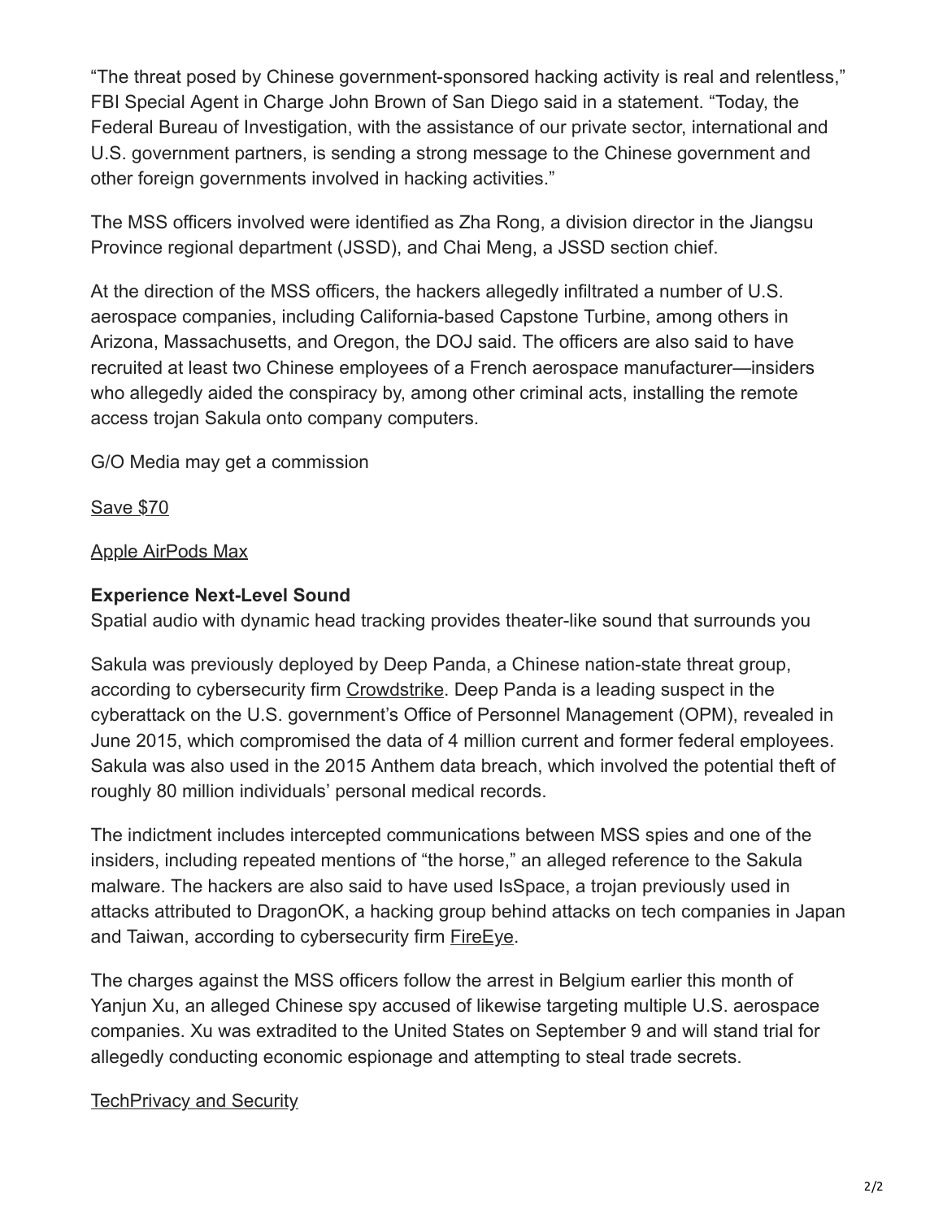“The threat posed by Chinese government-sponsored hacking activity is real and relentless,” FBI Special Agent in Charge John Brown of San Diego said in a statement. “Today, the Federal Bureau of Investigation, with the assistance of our private sector, international and U.S. government partners, is sending a strong message to the Chinese government and other foreign governments involved in hacking activities.”

The MSS officers involved were identified as Zha Rong, a division director in the Jiangsu Province regional department (JSSD), and Chai Meng, a JSSD section chief.

At the direction of the MSS officers, the hackers allegedly infiltrated a number of U.S. aerospace companies, including California-based Capstone Turbine, among others in Arizona, Massachusetts, and Oregon, the DOJ said. The officers are also said to have recruited at least two Chinese employees of a French aerospace manufacturer—insiders who allegedly aided the conspiracy by, among other criminal acts, installing the remote access trojan Sakula onto company computers.

G/O Media may get a commission

Save $70

Apple AirPods Max

**Experience Next-Level Sound**
Spatial audio with dynamic head tracking provides theater-like sound that surrounds you

Sakula was previously deployed by Deep Panda, a Chinese nation-state threat group, according to cybersecurity firm Crowdstrike. Deep Panda is a leading suspect in the cyberattack on the U.S. government’s Office of Personnel Management (OPM), revealed in June 2015, which compromised the data of 4 million current and former federal employees. Sakula was also used in the 2015 Anthem data breach, which involved the potential theft of roughly 80 million individuals’ personal medical records.

The indictment includes intercepted communications between MSS spies and one of the insiders, including repeated mentions of “the horse,” an alleged reference to the Sakula malware. The hackers are also said to have used IsSpace, a trojan previously used in attacks attributed to DragonOK, a hacking group behind attacks on tech companies in Japan and Taiwan, according to cybersecurity firm FireEye.

The charges against the MSS officers follow the arrest in Belgium earlier this month of Yanjun Xu, an alleged Chinese spy accused of likewise targeting multiple U.S. aerospace companies. Xu was extradited to the United States on September 9 and will stand trial for allegedly conducting economic espionage and attempting to steal trade secrets.

TechPrivacy and Security